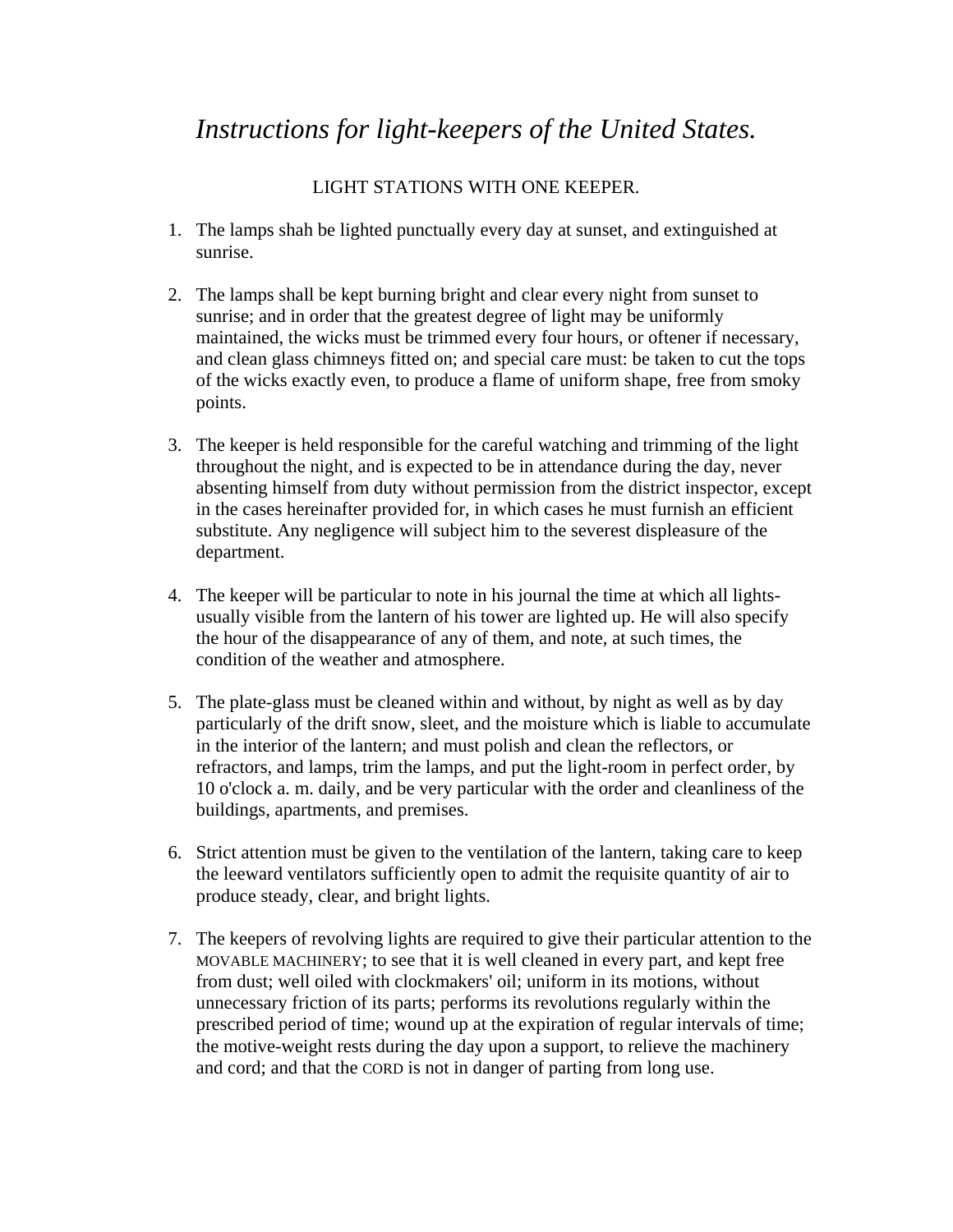# *Instructions for light-keepers of the United States.*

LIGHT STATIONS WITH ONE KEEPER.

1. The lamps shah be lighted punctually every day at sunset, and extinguished at sunrise.

2. The lamps shall be kept burning bright and clear every night from sunset to sunrise; and in order that the greatest degree of light may be uniformly maintained, the wicks must be trimmed every four hours, or oftener if necessary, and clean glass chimneys fitted on; and special care must: be taken to cut the tops of the wicks exactly even, to produce a flame of uniform shape, free from smoky points.

3. The keeper is held responsible for the careful watching and trimming of the light throughout the night, and is expected to be in attendance during the day, never absenting himself from duty without permission from the district inspector, except in the cases hereinafter provided for, in which cases he must furnish an efficient substitute. Any negligence will subject him to the severest displeasure of the department.

4. The keeper will be particular to note in his journal the time at which all lights-usually visible from the lantern of his tower are lighted up. He will also specify the hour of the disappearance of any of them, and note, at such times, the condition of the weather and atmosphere.

5. The plate-glass must be cleaned within and without, by night as well as by day particularly of the drift snow, sleet, and the moisture which is liable to accumulate in the interior of the lantern; and must polish and clean the reflectors, or refractors, and lamps, trim the lamps, and put the light-room in perfect order, by 10 o'clock a. m. daily, and be very particular with the order and cleanliness of the buildings, apartments, and premises.

6. Strict attention must be given to the ventilation of the lantern, taking care to keep the leeward ventilators sufficiently open to admit the requisite quantity of air to produce steady, clear, and bright lights.

7. The keepers of revolving lights are required to give their particular attention to the MOVABLE MACHINERY; to see that it is well cleaned in every part, and kept free from dust; well oiled with clockmakers' oil; uniform in its motions, without unnecessary friction of its parts; performs its revolutions regularly within the prescribed period of time; wound up at the expiration of regular intervals of time; the motive-weight rests during the day upon a support, to relieve the machinery and cord; and that the CORD is not in danger of parting from long use.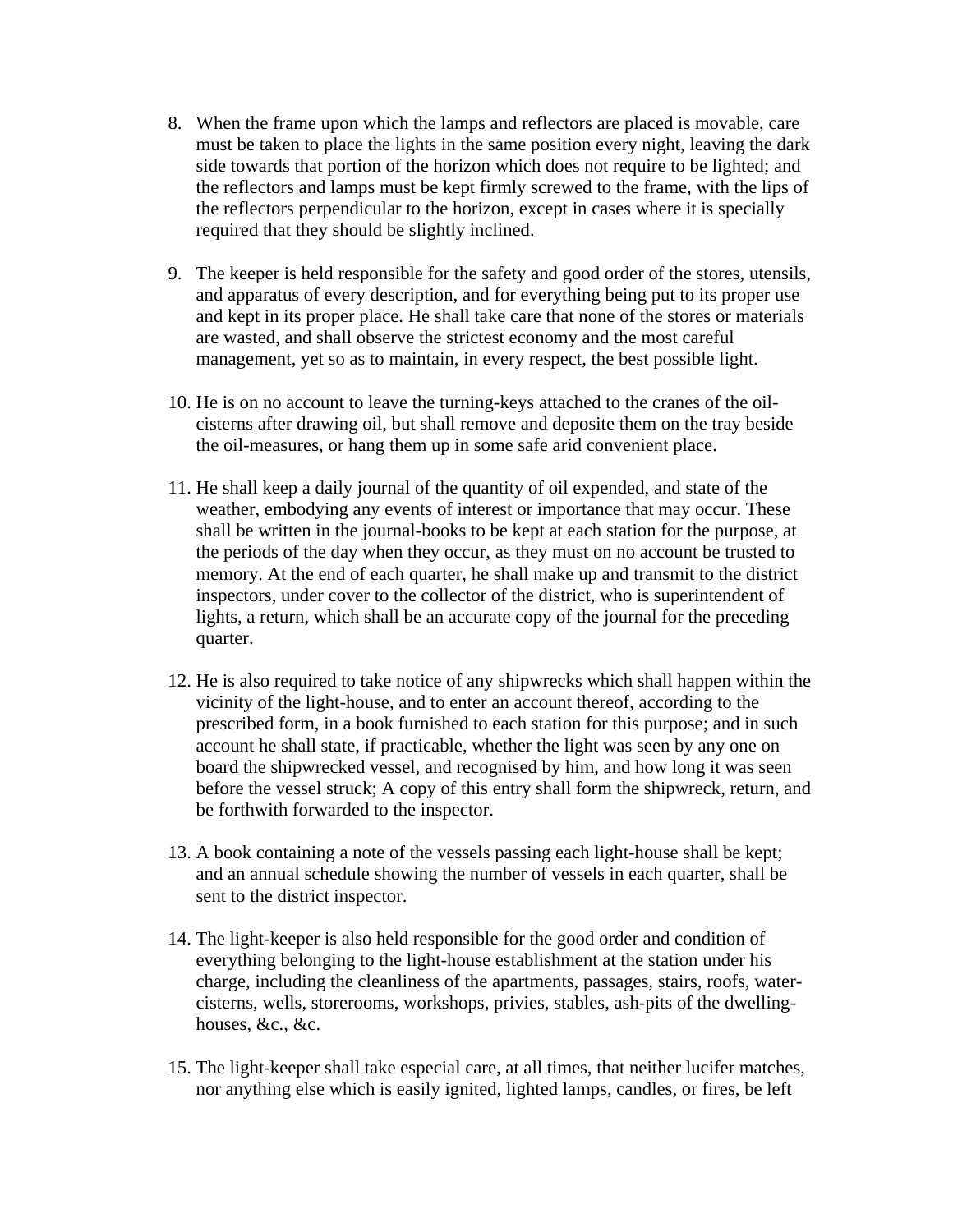8. When the frame upon which the lamps and reflectors are placed is movable, care must be taken to place the lights in the same position every night, leaving the dark side towards that portion of the horizon which does not require to be lighted; and the reflectors and lamps must be kept firmly screwed to the frame, with the lips of the reflectors perpendicular to the horizon, except in cases where it is specially required that they should be slightly inclined.

9. The keeper is held responsible for the safety and good order of the stores, utensils, and apparatus of every description, and for everything being put to its proper use and kept in its proper place. He shall take care that none of the stores or materials are wasted, and shall observe the strictest economy and the most careful management, yet so as to maintain, in every respect, the best possible light.

10. He is on no account to leave the turning-keys attached to the cranes of the oil-cisterns after drawing oil, but shall remove and deposite them on the tray beside the oil-measures, or hang them up in some safe arid convenient place.

11. He shall keep a daily journal of the quantity of oil expended, and state of the weather, embodying any events of interest or importance that may occur. These shall be written in the journal-books to be kept at each station for the purpose, at the periods of the day when they occur, as they must on no account be trusted to memory. At the end of each quarter, he shall make up and transmit to the district inspectors, under cover to the collector of the district, who is superintendent of lights, a return, which shall be an accurate copy of the journal for the preceding quarter.

12. He is also required to take notice of any shipwrecks which shall happen within the vicinity of the light-house, and to enter an account thereof, according to the prescribed form, in a book furnished to each station for this purpose; and in such account he shall state, if practicable, whether the light was seen by any one on board the shipwrecked vessel, and recognised by him, and how long it was seen before the vessel struck; A copy of this entry shall form the shipwreck, return, and be forthwith forwarded to the inspector.

13. A book containing a note of the vessels passing each light-house shall be kept; and an annual schedule showing the number of vessels in each quarter, shall be sent to the district inspector.

14. The light-keeper is also held responsible for the good order and condition of everything belonging to the light-house establishment at the station under his charge, including the cleanliness of the apartments, passages, stairs, roofs, water-cisterns, wells, storerooms, workshops, privies, stables, ash-pits of the dwelling-houses, &c., &c.

15. The light-keeper shall take especial care, at all times, that neither lucifer matches, nor anything else which is easily ignited, lighted lamps, candles, or fires, be left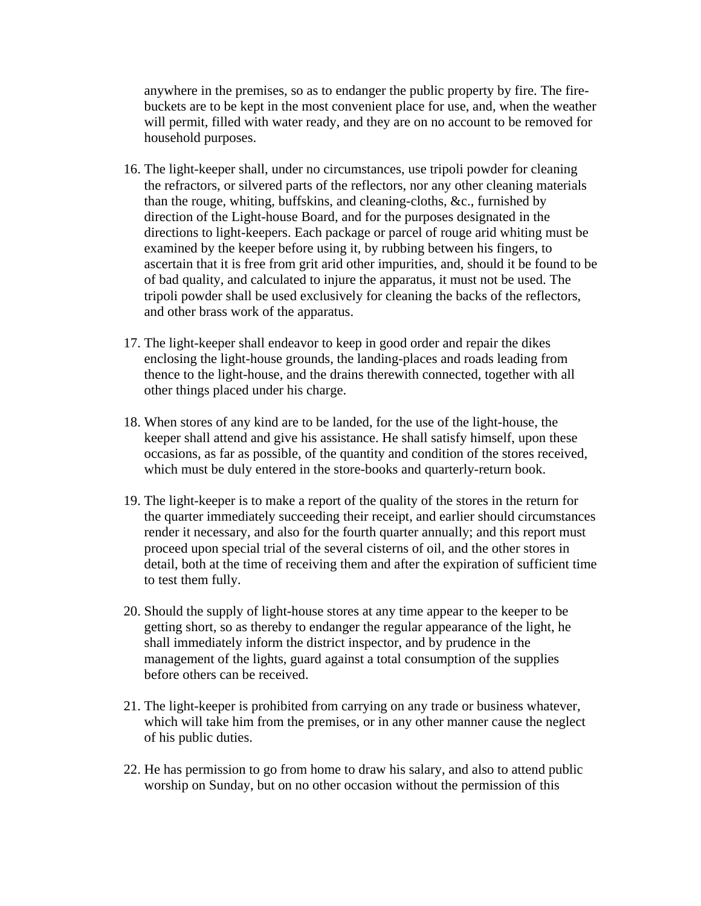anywhere in the premises, so as to endanger the public property by fire. The fire-buckets are to be kept in the most convenient place for use, and, when the weather will permit, filled with water ready, and they are on no account to be removed for household purposes.

16. The light-keeper shall, under no circumstances, use tripoli powder for cleaning the refractors, or silvered parts of the reflectors, nor any other cleaning materials than the rouge, whiting, buffskins, and cleaning-cloths, &c., furnished by direction of the Light-house Board, and for the purposes designated in the directions to light-keepers. Each package or parcel of rouge arid whiting must be examined by the keeper before using it, by rubbing between his fingers, to ascertain that it is free from grit arid other impurities, and, should it be found to be of bad quality, and calculated to injure the apparatus, it must not be used. The tripoli powder shall be used exclusively for cleaning the backs of the reflectors, and other brass work of the apparatus.

17. The light-keeper shall endeavor to keep in good order and repair the dikes enclosing the light-house grounds, the landing-places and roads leading from thence to the light-house, and the drains therewith connected, together with all other things placed under his charge.

18. When stores of any kind are to be landed, for the use of the light-house, the keeper shall attend and give his assistance. He shall satisfy himself, upon these occasions, as far as possible, of the quantity and condition of the stores received, which must be duly entered in the store-books and quarterly-return book.

19. The light-keeper is to make a report of the quality of the stores in the return for the quarter immediately succeeding their receipt, and earlier should circumstances render it necessary, and also for the fourth quarter annually; and this report must proceed upon special trial of the several cisterns of oil, and the other stores in detail, both at the time of receiving them and after the expiration of sufficient time to test them fully.

20. Should the supply of light-house stores at any time appear to the keeper to be getting short, so as thereby to endanger the regular appearance of the light, he shall immediately inform the district inspector, and by prudence in the management of the lights, guard against a total consumption of the supplies before others can be received.

21. The light-keeper is prohibited from carrying on any trade or business whatever, which will take him from the premises, or in any other manner cause the neglect of his public duties.

22. He has permission to go from home to draw his salary, and also to attend public worship on Sunday, but on no other occasion without the permission of this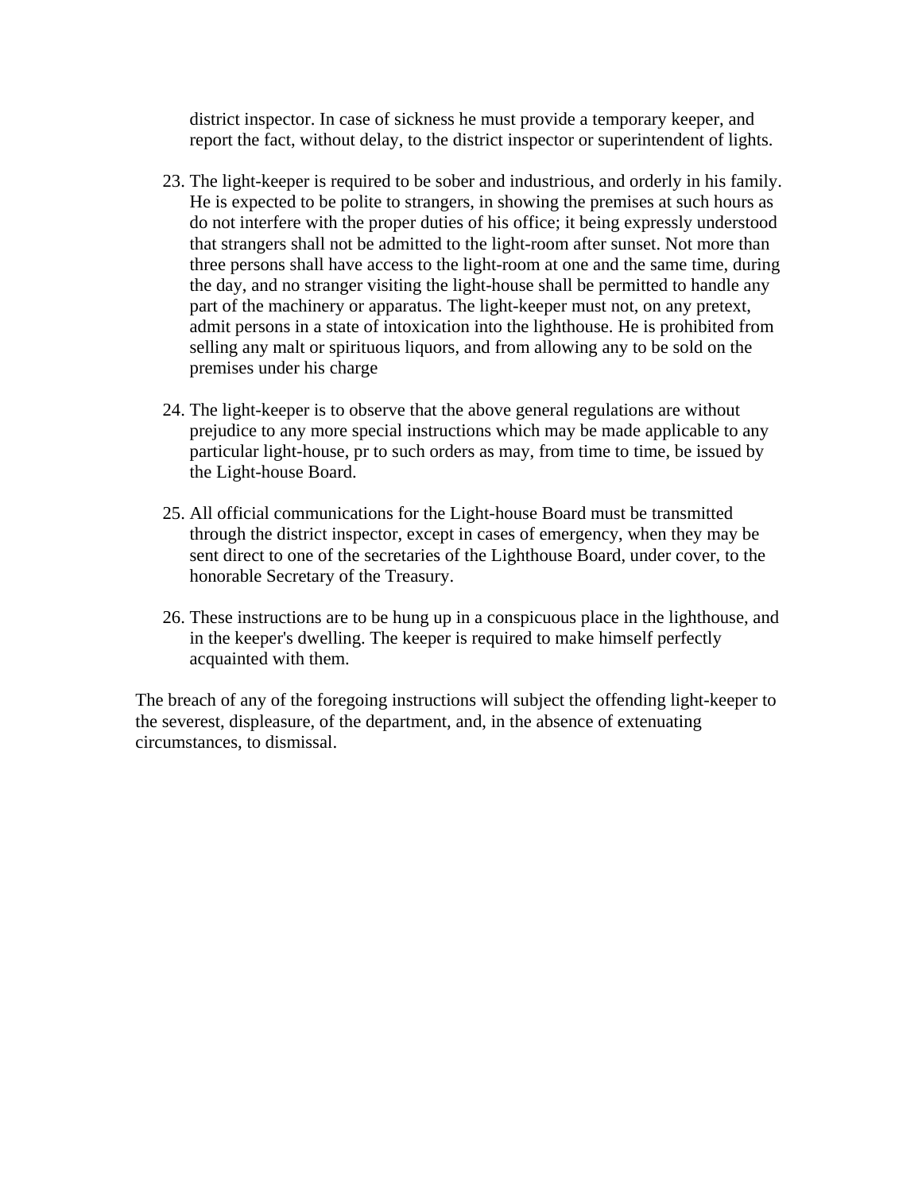district inspector. In case of sickness he must provide a temporary keeper, and report the fact, without delay, to the district inspector or superintendent of lights.

23. The light-keeper is required to be sober and industrious, and orderly in his family. He is expected to be polite to strangers, in showing the premises at such hours as do not interfere with the proper duties of his office; it being expressly understood that strangers shall not be admitted to the light-room after sunset. Not more than three persons shall have access to the light-room at one and the same time, during the day, and no stranger visiting the light-house shall be permitted to handle any part of the machinery or apparatus. The light-keeper must not, on any pretext, admit persons in a state of intoxication into the lighthouse. He is prohibited from selling any malt or spirituous liquors, and from allowing any to be sold on the premises under his charge

24. The light-keeper is to observe that the above general regulations are without prejudice to any more special instructions which may be made applicable to any particular light-house, pr to such orders as may, from time to time, be issued by the Light-house Board.

25. All official communications for the Light-house Board must be transmitted through the district inspector, except in cases of emergency, when they may be sent direct to one of the secretaries of the Lighthouse Board, under cover, to the honorable Secretary of the Treasury.

26. These instructions are to be hung up in a conspicuous place in the lighthouse, and in the keeper's dwelling. The keeper is required to make himself perfectly acquainted with them.

The breach of any of the foregoing instructions will subject the offending light-keeper to the severest, displeasure, of the department, and, in the absence of extenuating circumstances, to dismissal.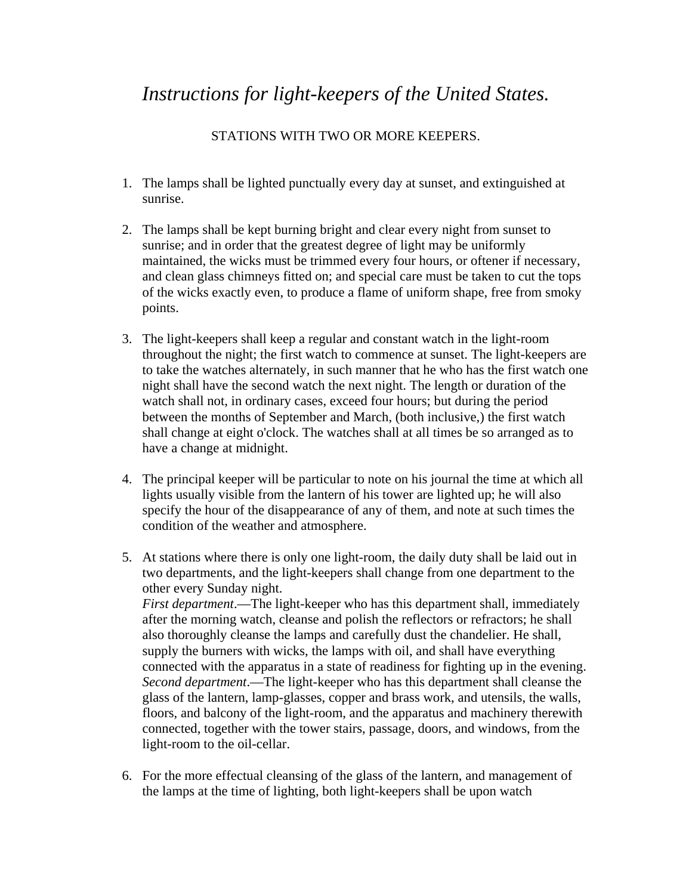# *Instructions for light-keepers of the United States.*

STATIONS WITH TWO OR MORE KEEPERS.

1. The lamps shall be lighted punctually every day at sunset, and extinguished at sunrise.

2. The lamps shall be kept burning bright and clear every night from sunset to sunrise; and in order that the greatest degree of light may be uniformly maintained, the wicks must be trimmed every four hours, or oftener if necessary, and clean glass chimneys fitted on; and special care must be taken to cut the tops of the wicks exactly even, to produce a flame of uniform shape, free from smoky points.

3. The light-keepers shall keep a regular and constant watch in the light-room throughout the night; the first watch to commence at sunset. The light-keepers are to take the watches alternately, in such manner that he who has the first watch one night shall have the second watch the next night. The length or duration of the watch shall not, in ordinary cases, exceed four hours; but during the period between the months of September and March, (both inclusive,) the first watch shall change at eight o'clock. The watches shall at all times be so arranged as to have a change at midnight.

4. The principal keeper will be particular to note on his journal the time at which all lights usually visible from the lantern of his tower are lighted up; he will also specify the hour of the disappearance of any of them, and note at such times the condition of the weather and atmosphere.

5. At stations where there is only one light-room, the daily duty shall be laid out in two departments, and the light-keepers shall change from one department to the other every Sunday night.
   *First department*.—The light-keeper who has this department shall, immediately after the morning watch, cleanse and polish the reflectors or refractors; he shall also thoroughly cleanse the lamps and carefully dust the chandelier. He shall, supply the burners with wicks, the lamps with oil, and shall have everything connected with the apparatus in a state of readiness for fighting up in the evening.
   *Second department*.—The light-keeper who has this department shall cleanse the glass of the lantern, lamp-glasses, copper and brass work, and utensils, the walls, floors, and balcony of the light-room, and the apparatus and machinery therewith connected, together with the tower stairs, passage, doors, and windows, from the light-room to the oil-cellar.

6. For the more effectual cleansing of the glass of the lantern, and management of the lamps at the time of lighting, both light-keepers shall be upon watch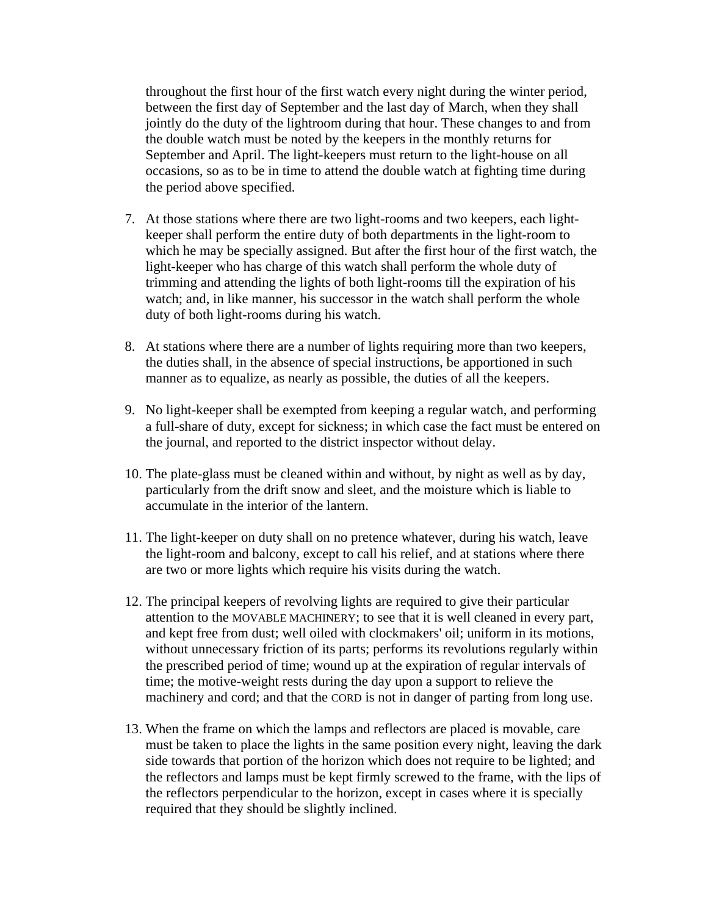throughout the first hour of the first watch every night during the winter period, between the first day of September and the last day of March, when they shall jointly do the duty of the lightroom during that hour. These changes to and from the double watch must be noted by the keepers in the monthly returns for September and April. The light-keepers must return to the light-house on all occasions, so as to be in time to attend the double watch at fighting time during the period above specified.

7. At those stations where there are two light-rooms and two keepers, each light-keeper shall perform the entire duty of both departments in the light-room to which he may be specially assigned. But after the first hour of the first watch, the light-keeper who has charge of this watch shall perform the whole duty of trimming and attending the lights of both light-rooms till the expiration of his watch; and, in like manner, his successor in the watch shall perform the whole duty of both light-rooms during his watch.

8. At stations where there are a number of lights requiring more than two keepers, the duties shall, in the absence of special instructions, be apportioned in such manner as to equalize, as nearly as possible, the duties of all the keepers.

9. No light-keeper shall be exempted from keeping a regular watch, and performing a full-share of duty, except for sickness; in which case the fact must be entered on the journal, and reported to the district inspector without delay.

10. The plate-glass must be cleaned within and without, by night as well as by day, particularly from the drift snow and sleet, and the moisture which is liable to accumulate in the interior of the lantern.

11. The light-keeper on duty shall on no pretence whatever, during his watch, leave the light-room and balcony, except to call his relief, and at stations where there are two or more lights which require his visits during the watch.

12. The principal keepers of revolving lights are required to give their particular attention to the MOVABLE MACHINERY; to see that it is well cleaned in every part, and kept free from dust; well oiled with clockmakers' oil; uniform in its motions, without unnecessary friction of its parts; performs its revolutions regularly within the prescribed period of time; wound up at the expiration of regular intervals of time; the motive-weight rests during the day upon a support to relieve the machinery and cord; and that the CORD is not in danger of parting from long use.

13. When the frame on which the lamps and reflectors are placed is movable, care must be taken to place the lights in the same position every night, leaving the dark side towards that portion of the horizon which does not require to be lighted; and the reflectors and lamps must be kept firmly screwed to the frame, with the lips of the reflectors perpendicular to the horizon, except in cases where it is specially required that they should be slightly inclined.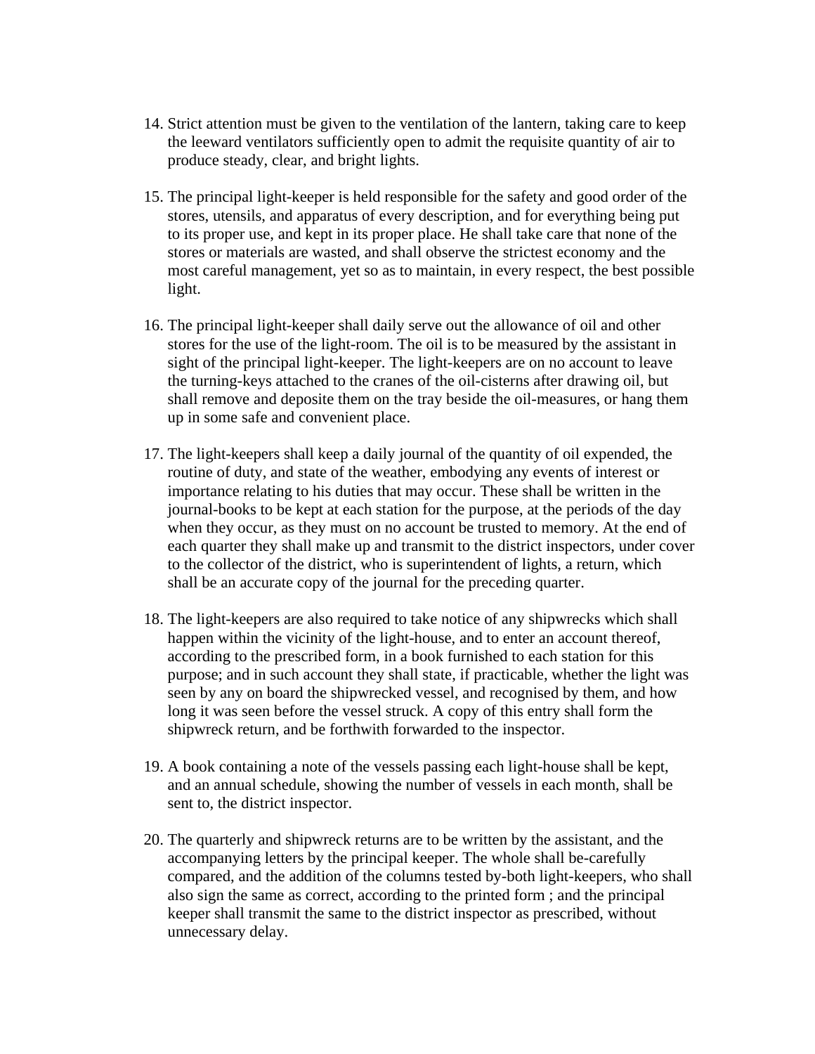14. Strict attention must be given to the ventilation of the lantern, taking care to keep the leeward ventilators sufficiently open to admit the requisite quantity of air to produce steady, clear, and bright lights.

15. The principal light-keeper is held responsible for the safety and good order of the stores, utensils, and apparatus of every description, and for everything being put to its proper use, and kept in its proper place. He shall take care that none of the stores or materials are wasted, and shall observe the strictest economy and the most careful management, yet so as to maintain, in every respect, the best possible light.

16. The principal light-keeper shall daily serve out the allowance of oil and other stores for the use of the light-room. The oil is to be measured by the assistant in sight of the principal light-keeper. The light-keepers are on no account to leave the turning-keys attached to the cranes of the oil-cisterns after drawing oil, but shall remove and deposite them on the tray beside the oil-measures, or hang them up in some safe and convenient place.

17. The light-keepers shall keep a daily journal of the quantity of oil expended, the routine of duty, and state of the weather, embodying any events of interest or importance relating to his duties that may occur. These shall be written in the journal-books to be kept at each station for the purpose, at the periods of the day when they occur, as they must on no account be trusted to memory. At the end of each quarter they shall make up and transmit to the district inspectors, under cover to the collector of the district, who is superintendent of lights, a return, which shall be an accurate copy of the journal for the preceding quarter.

18. The light-keepers are also required to take notice of any shipwrecks which shall happen within the vicinity of the light-house, and to enter an account thereof, according to the prescribed form, in a book furnished to each station for this purpose; and in such account they shall state, if practicable, whether the light was seen by any on board the shipwrecked vessel, and recognised by them, and how long it was seen before the vessel struck. A copy of this entry shall form the shipwreck return, and be forthwith forwarded to the inspector.

19. A book containing a note of the vessels passing each light-house shall be kept, and an annual schedule, showing the number of vessels in each month, shall be sent to, the district inspector.

20. The quarterly and shipwreck returns are to be written by the assistant, and the accompanying letters by the principal keeper. The whole shall be-carefully compared, and the addition of the columns tested by-both light-keepers, who shall also sign the same as correct, according to the printed form ; and the principal keeper shall transmit the same to the district inspector as prescribed, without unnecessary delay.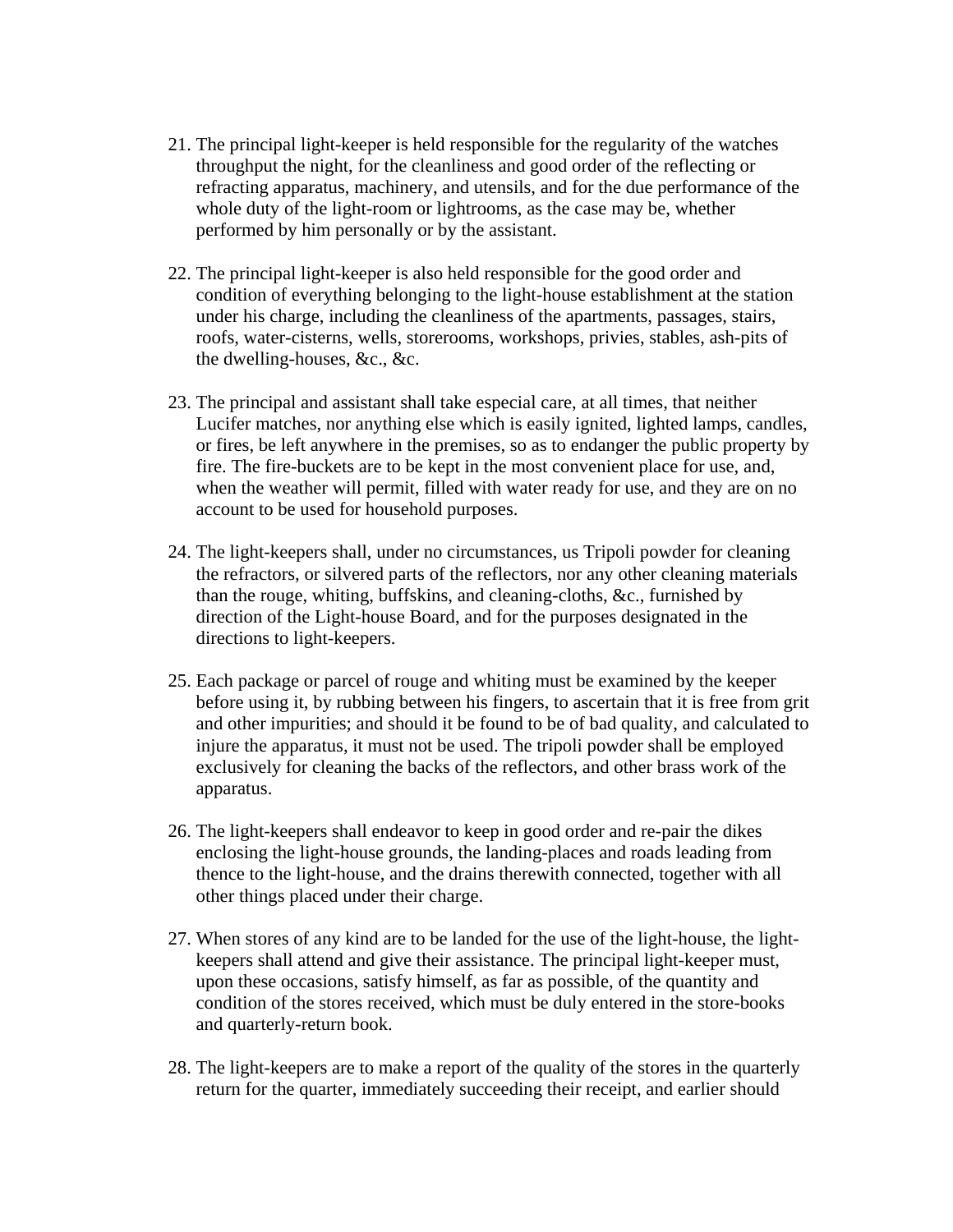21. The principal light-keeper is held responsible for the regularity of the watches throughput the night, for the cleanliness and good order of the reflecting or refracting apparatus, machinery, and utensils, and for the due performance of the whole duty of the light-room or lightrooms, as the case may be, whether performed by him personally or by the assistant.

22. The principal light-keeper is also held responsible for the good order and condition of everything belonging to the light-house establishment at the station under his charge, including the cleanliness of the apartments, passages, stairs, roofs, water-cisterns, wells, storerooms, workshops, privies, stables, ash-pits of the dwelling-houses, &c., &c.

23. The principal and assistant shall take especial care, at all times, that neither Lucifer matches, nor anything else which is easily ignited, lighted lamps, candles, or fires, be left anywhere in the premises, so as to endanger the public property by fire. The fire-buckets are to be kept in the most convenient place for use, and, when the weather will permit, filled with water ready for use, and they are on no account to be used for household purposes.

24. The light-keepers shall, under no circumstances, us Tripoli powder for cleaning the refractors, or silvered parts of the reflectors, nor any other cleaning materials than the rouge, whiting, buffskins, and cleaning-cloths, &c., furnished by direction of the Light-house Board, and for the purposes designated in the directions to light-keepers.

25. Each package or parcel of rouge and whiting must be examined by the keeper before using it, by rubbing between his fingers, to ascertain that it is free from grit and other impurities; and should it be found to be of bad quality, and calculated to injure the apparatus, it must not be used. The tripoli powder shall be employed exclusively for cleaning the backs of the reflectors, and other brass work of the apparatus.

26. The light-keepers shall endeavor to keep in good order and re-pair the dikes enclosing the light-house grounds, the landing-places and roads leading from thence to the light-house, and the drains therewith connected, together with all other things placed under their charge.

27. When stores of any kind are to be landed for the use of the light-house, the light-keepers shall attend and give their assistance. The principal light-keeper must, upon these occasions, satisfy himself, as far as possible, of the quantity and condition of the stores received, which must be duly entered in the store-books and quarterly-return book.

28. The light-keepers are to make a report of the quality of the stores in the quarterly return for the quarter, immediately succeeding their receipt, and earlier should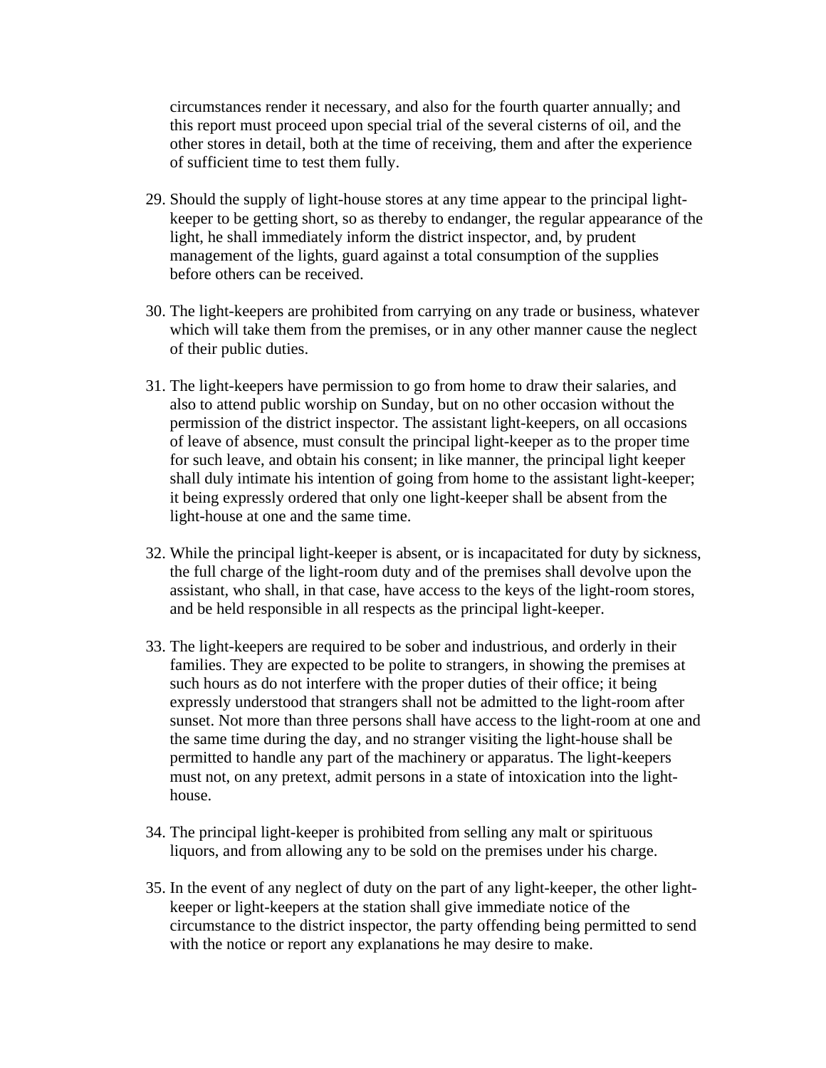circumstances render it necessary, and also for the fourth quarter annually; and this report must proceed upon special trial of the several cisterns of oil, and the other stores in detail, both at the time of receiving, them and after the experience of sufficient time to test them fully.

29. Should the supply of light-house stores at any time appear to the principal light-keeper to be getting short, so as thereby to endanger, the regular appearance of the light, he shall immediately inform the district inspector, and, by prudent management of the lights, guard against a total consumption of the supplies before others can be received.

30. The light-keepers are prohibited from carrying on any trade or business, whatever which will take them from the premises, or in any other manner cause the neglect of their public duties.

31. The light-keepers have permission to go from home to draw their salaries, and also to attend public worship on Sunday, but on no other occasion without the permission of the district inspector. The assistant light-keepers, on all occasions of leave of absence, must consult the principal light-keeper as to the proper time for such leave, and obtain his consent; in like manner, the principal light keeper shall duly intimate his intention of going from home to the assistant light-keeper; it being expressly ordered that only one light-keeper shall be absent from the light-house at one and the same time.

32. While the principal light-keeper is absent, or is incapacitated for duty by sickness, the full charge of the light-room duty and of the premises shall devolve upon the assistant, who shall, in that case, have access to the keys of the light-room stores, and be held responsible in all respects as the principal light-keeper.

33. The light-keepers are required to be sober and industrious, and orderly in their families. They are expected to be polite to strangers, in showing the premises at such hours as do not interfere with the proper duties of their office; it being expressly understood that strangers shall not be admitted to the light-room after sunset. Not more than three persons shall have access to the light-room at one and the same time during the day, and no stranger visiting the light-house shall be permitted to handle any part of the machinery or apparatus. The light-keepers must not, on any pretext, admit persons in a state of intoxication into the light-house.

34. The principal light-keeper is prohibited from selling any malt or spirituous liquors, and from allowing any to be sold on the premises under his charge.

35. In the event of any neglect of duty on the part of any light-keeper, the other light-keeper or light-keepers at the station shall give immediate notice of the circumstance to the district inspector, the party offending being permitted to send with the notice or report any explanations he may desire to make.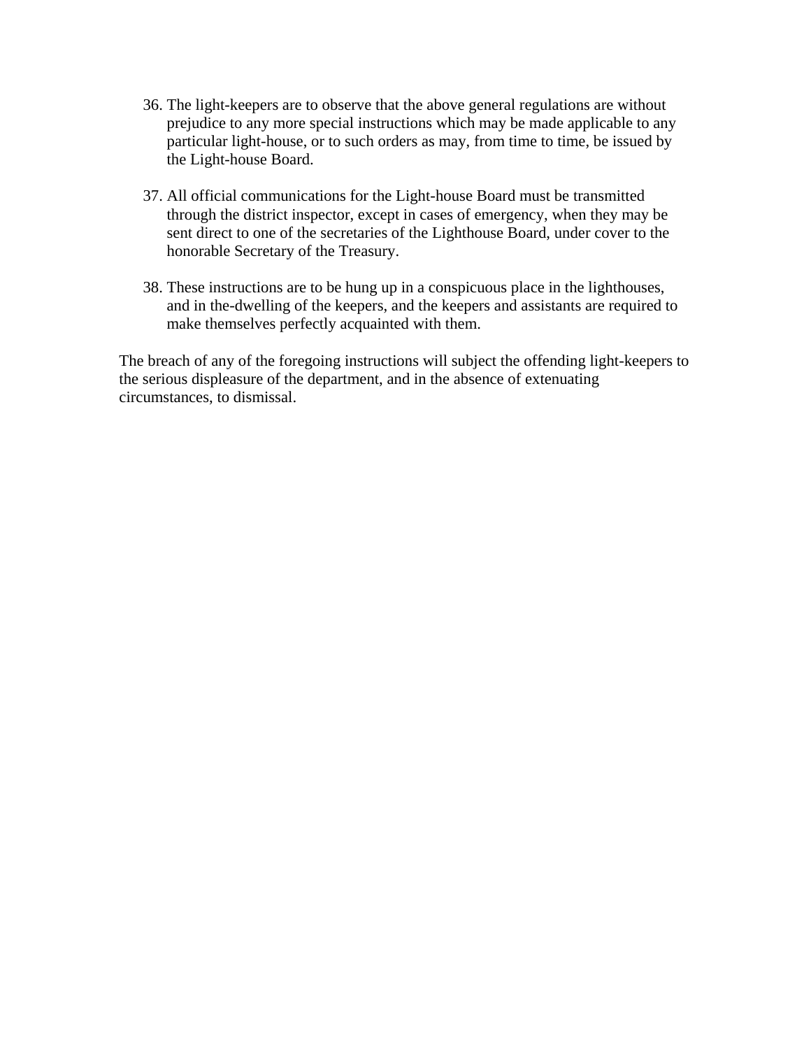36. The light-keepers are to observe that the above general regulations are without prejudice to any more special instructions which may be made applicable to any particular light-house, or to such orders as may, from time to time, be issued by the Light-house Board.

37. All official communications for the Light-house Board must be transmitted through the district inspector, except in cases of emergency, when they may be sent direct to one of the secretaries of the Lighthouse Board, under cover to the honorable Secretary of the Treasury.

38. These instructions are to be hung up in a conspicuous place in the lighthouses, and in the-dwelling of the keepers, and the keepers and assistants are required to make themselves perfectly acquainted with them.

The breach of any of the foregoing instructions will subject the offending light-keepers to the serious displeasure of the department, and in the absence of extenuating circumstances, to dismissal.